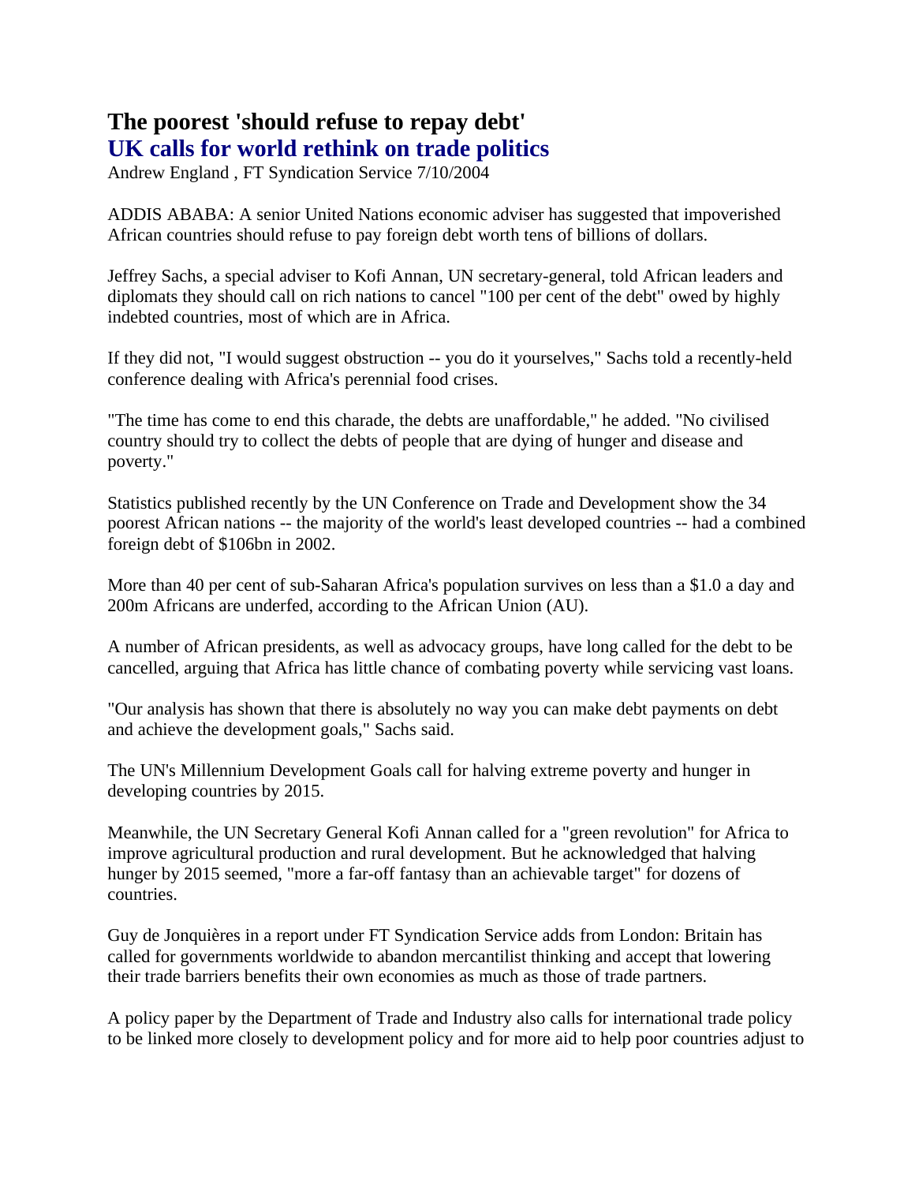# The poorest 'should refuse to repay debt'

## UK calls for world rethink on trade politics

Andrew England , FT Syndication Service 7/10/2004

ADDIS ABABA: A senior United Nations economic adviser has suggested that impoverished African countries should refuse to pay foreign debt worth tens of billions of dollars.

Jeffrey Sachs, a special adviser to Kofi Annan, UN secretary-general, told African leaders and diplomats they should call on rich nations to cancel "100 per cent of the debt" owed by highly indebted countries, most of which are in Africa.

If they did not, "I would suggest obstruction -- you do it yourselves," Sachs told a recently-held conference dealing with Africa's perennial food crises.

"The time has come to end this charade, the debts are unaffordable," he added. "No civilised country should try to collect the debts of people that are dying of hunger and disease and poverty."

Statistics published recently by the UN Conference on Trade and Development show the 34 poorest African nations -- the majority of the world's least developed countries -- had a combined foreign debt of $106bn in 2002.

More than 40 per cent of sub-Saharan Africa's population survives on less than a $1.0 a day and 200m Africans are underfed, according to the African Union (AU).

A number of African presidents, as well as advocacy groups, have long called for the debt to be cancelled, arguing that Africa has little chance of combating poverty while servicing vast loans.

"Our analysis has shown that there is absolutely no way you can make debt payments on debt and achieve the development goals," Sachs said.

The UN's Millennium Development Goals call for halving extreme poverty and hunger in developing countries by 2015.

Meanwhile, the UN Secretary General Kofi Annan called for a "green revolution" for Africa to improve agricultural production and rural development. But he acknowledged that halving hunger by 2015 seemed, "more a far-off fantasy than an achievable target" for dozens of countries.

Guy de Jonquières in a report under FT Syndication Service adds from London: Britain has called for governments worldwide to abandon mercantilist thinking and accept that lowering their trade barriers benefits their own economies as much as those of trade partners.

A policy paper by the Department of Trade and Industry also calls for international trade policy to be linked more closely to development policy and for more aid to help poor countries adjust to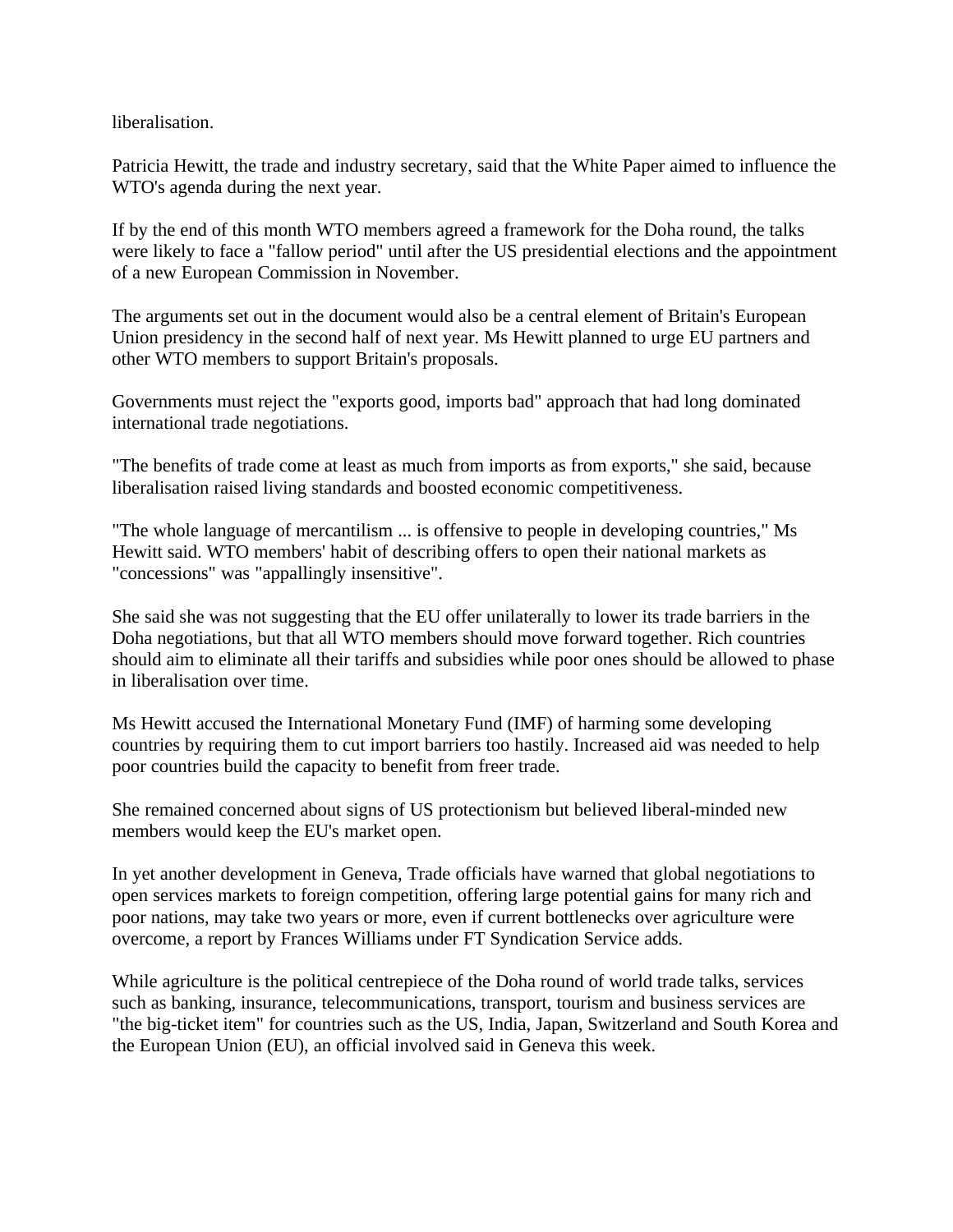liberalisation.

Patricia Hewitt, the trade and industry secretary, said that the White Paper aimed to influence the WTO's agenda during the next year.

If by the end of this month WTO members agreed a framework for the Doha round, the talks were likely to face a "fallow period" until after the US presidential elections and the appointment of a new European Commission in November.

The arguments set out in the document would also be a central element of Britain's European Union presidency in the second half of next year. Ms Hewitt planned to urge EU partners and other WTO members to support Britain's proposals.

Governments must reject the "exports good, imports bad" approach that had long dominated international trade negotiations.

"The benefits of trade come at least as much from imports as from exports," she said, because liberalisation raised living standards and boosted economic competitiveness.

"The whole language of mercantilism ... is offensive to people in developing countries," Ms Hewitt said. WTO members' habit of describing offers to open their national markets as "concessions" was "appallingly insensitive".

She said she was not suggesting that the EU offer unilaterally to lower its trade barriers in the Doha negotiations, but that all WTO members should move forward together. Rich countries should aim to eliminate all their tariffs and subsidies while poor ones should be allowed to phase in liberalisation over time.

Ms Hewitt accused the International Monetary Fund (IMF) of harming some developing countries by requiring them to cut import barriers too hastily. Increased aid was needed to help poor countries build the capacity to benefit from freer trade.

She remained concerned about signs of US protectionism but believed liberal-minded new members would keep the EU's market open.

In yet another development in Geneva, Trade officials have warned that global negotiations to open services markets to foreign competition, offering large potential gains for many rich and poor nations, may take two years or more, even if current bottlenecks over agriculture were overcome, a report by Frances Williams under FT Syndication Service adds.

While agriculture is the political centrepiece of the Doha round of world trade talks, services such as banking, insurance, telecommunications, transport, tourism and business services are "the big-ticket item" for countries such as the US, India, Japan, Switzerland and South Korea and the European Union (EU), an official involved said in Geneva this week.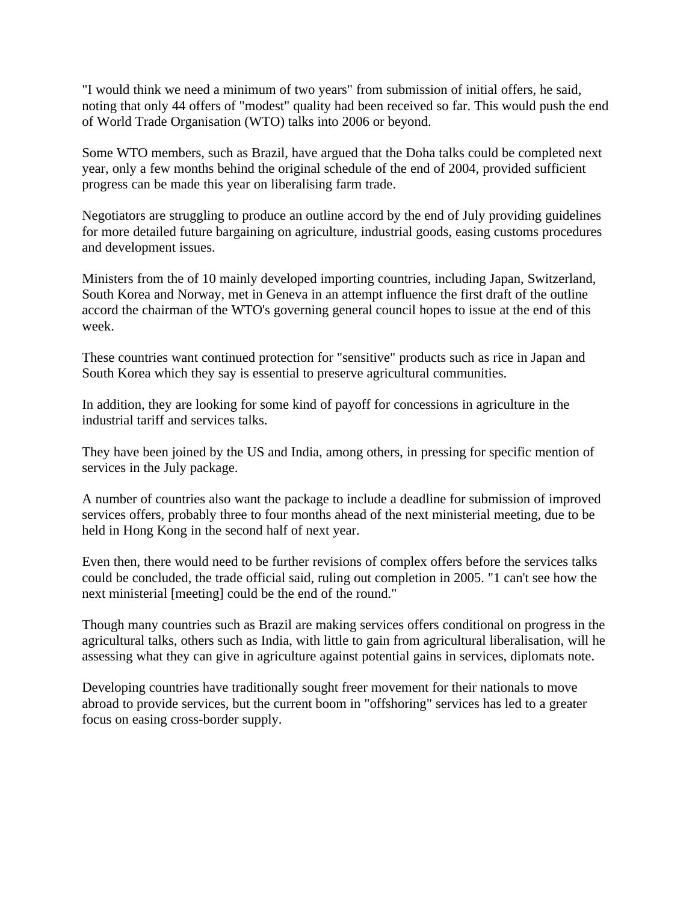"I would think we need a minimum of two years" from submission of initial offers, he said, noting that only 44 offers of "modest" quality had been received so far. This would push the end of World Trade Organisation (WTO) talks into 2006 or beyond.

Some WTO members, such as Brazil, have argued that the Doha talks could be completed next year, only a few months behind the original schedule of the end of 2004, provided sufficient progress can be made this year on liberalising farm trade.

Negotiators are struggling to produce an outline accord by the end of July providing guidelines for more detailed future bargaining on agriculture, industrial goods, easing customs procedures and development issues.

Ministers from the of 10 mainly developed importing countries, including Japan, Switzerland, South Korea and Norway, met in Geneva in an attempt influence the first draft of the outline accord the chairman of the WTO's governing general council hopes to issue at the end of this week.

These countries want continued protection for "sensitive" products such as rice in Japan and South Korea which they say is essential to preserve agricultural communities.

In addition, they are looking for some kind of payoff for concessions in agriculture in the industrial tariff and services talks.

They have been joined by the US and India, among others, in pressing for specific mention of services in the July package.

A number of countries also want the package to include a deadline for submission of improved services offers, probably three to four months ahead of the next ministerial meeting, due to be held in Hong Kong in the second half of next year.

Even then, there would need to be further revisions of complex offers before the services talks could be concluded, the trade official said, ruling out completion in 2005. "1 can't see how the next ministerial [meeting] could be the end of the round."

Though many countries such as Brazil are making services offers conditional on progress in the agricultural talks, others such as India, with little to gain from agricultural liberalisation, will he assessing what they can give in agriculture against potential gains in services, diplomats note.

Developing countries have traditionally sought freer movement for their nationals to move abroad to provide services, but the current boom in "offshoring" services has led to a greater focus on easing cross-border supply.